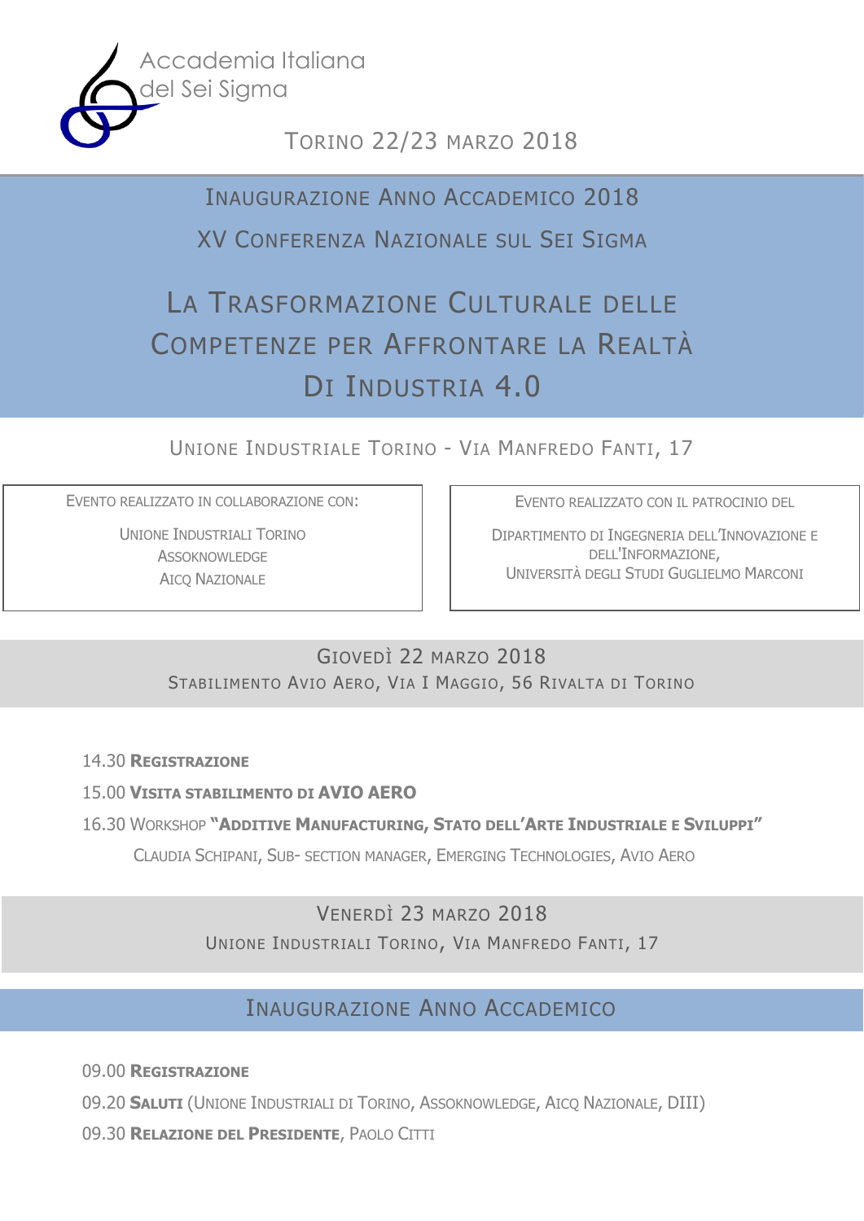Accademia Italiana del Sei Sigma

TORINO 22/23 MARZO 2018

## INAUGURAZIONE ANNO ACCADEMICO 2018

## XV CONFERENZA NAZIONALE SUL SEI SIGMA

# LA TRASFORMAZIONE CULTURALE DELLE COMPETENZE PER AFFRONTARE LA REALTÀ DI INDUSTRIA 4.0

UNIONE INDUSTRIALE TORINO - VIA MANFREDO FANTI, 17

EVENTO REALIZZATO IN COLLABORAZIONE CON:

UNIONE INDUSTRIALI TORINO
ASSOKNOWLEDGE
AICQ NAZIONALE

EVENTO REALIZZATO CON IL PATROCINIO DEL

DIPARTIMENTO DI INGEGNERIA DELL'INNOVAZIONE E DELL'INFORMAZIONE,
UNIVERSITÀ DEGLI STUDI GUGLIELMO MARCONI

## GIOVEDÌ 22 MARZO 2018

STABILIMENTO AVIO AERO, VIA I MAGGIO, 56 RIVALTA DI TORINO

14.30 **REGISTRAZIONE**

15.00 **VISITA STABILIMENTO DI AVIO AERO**

16.30 WORKSHOP **"ADDITIVE MANUFACTURING, STATO DELL'ARTE INDUSTRIALE E SVILUPPI"**

CLAUDIA SCHIPANI, SUB- SECTION MANAGER, EMERGING TECHNOLOGIES, AVIO AERO

## VENERDÌ 23 MARZO 2018

UNIONE INDUSTRIALI TORINO, VIA MANFREDO FANTI, 17

## INAUGURAZIONE ANNO ACCADEMICO

09.00 **REGISTRAZIONE**

09.20 **SALUTI** (UNIONE INDUSTRIALI DI TORINO, ASSOKNOWLEDGE, AICQ NAZIONALE, DIII)

09.30 **RELAZIONE DEL PRESIDENTE**, PAOLO CITTI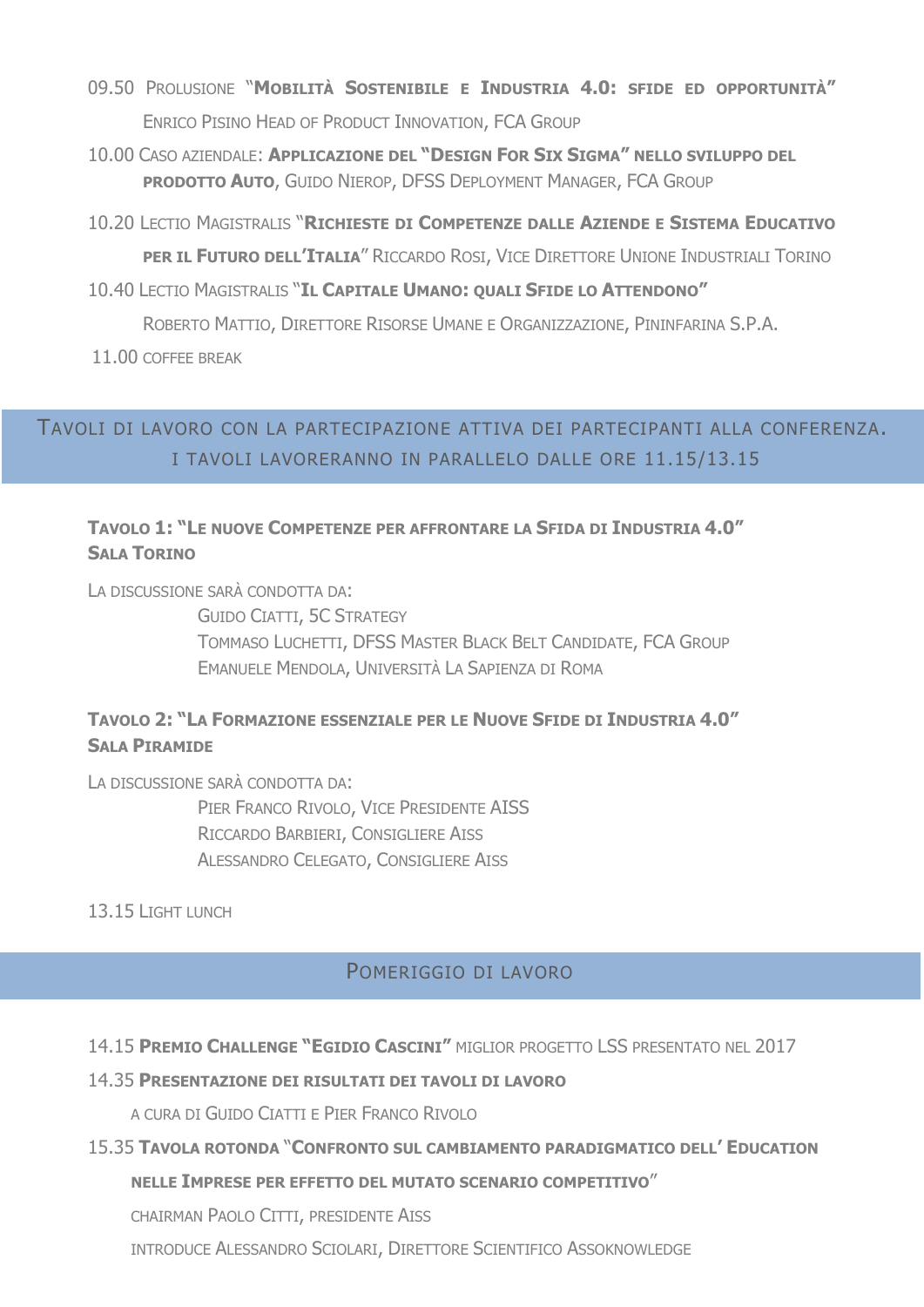09.50 Prolusione "**Mobilità Sostenibile e Industria 4.0: sfide ed opportunità**"

Enrico Pisino Head of Product Innovation, FCA Group

10.00 Caso aziendale: **Applicazione del "Design For Six Sigma" nello sviluppo del prodotto Auto**, Guido Nierop, DFSS Deployment Manager, FCA Group

10.20 Lectio Magistralis "**Richieste di Competenze dalle Aziende e Sistema Educativo per il Futuro dell'Italia**" Riccardo Rosi, Vice Direttore Unione Industriali Torino

10.40 Lectio Magistralis "**Il Capitale Umano: quali Sfide lo Attendono**"

Roberto Mattio, Direttore Risorse Umane e Organizzazione, Pininfarina S.p.A.

11.00 coffee break

## Tavoli di lavoro con la partecipazione attiva dei partecipanti alla conferenza. I tavoli lavoreranno in parallelo dalle ore 11.15/13.15

### Tavolo 1: "Le nuove Competenze per affrontare la Sfida di Industria 4.0"
**Sala Torino**

La discussione sarà condotta da:

Guido Ciatti, 5C Strategy
Tommaso Luchetti, DFSS Master Black Belt Candidate, FCA Group
Emanuele Mendola, Università La Sapienza di Roma

### Tavolo 2: "La Formazione essenziale per le Nuove Sfide di Industria 4.0"
**Sala Piramide**

La discussione sarà condotta da:

Pier Franco Rivolo, Vice Presidente AISS
Riccardo Barbieri, Consigliere Aiss
Alessandro Celegato, Consigliere Aiss

13.15 Light lunch

## Pomeriggio di lavoro

14.15 **Premio Challenge "Egidio Cascini"** miglior progetto LSS presentato nel 2017

14.35 **Presentazione dei risultati dei tavoli di lavoro**

a cura di Guido Ciatti e Pier Franco Rivolo

15.35 **Tavola rotonda** "**Confronto sul cambiamento paradigmatico dell' Education nelle Imprese per effetto del mutato scenario competitivo**"

chairman Paolo Citti, presidente Aiss

introduce Alessandro Sciolari, Direttore Scientifico Assoknowledge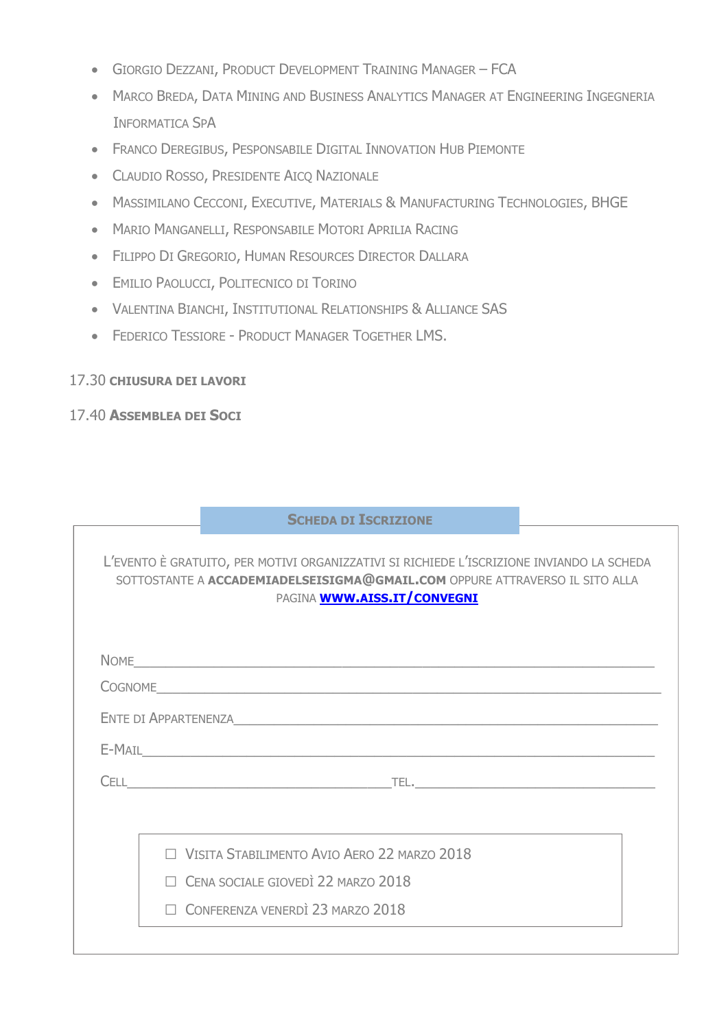- Giorgio Dezzani, Product Development Training Manager – FCA
- Marco Breda, Data Mining and Business Analytics Manager at Engineering Ingegneria Informatica SpA
- Franco Deregibus, Pesponsabile Digital Innovation Hub Piemonte
- Claudio Rosso, Presidente Aicq Nazionale
- Massimilano Cecconi, Executive, Materials & Manufacturing Technologies, BHGE
- Mario Manganelli, Responsabile Motori Aprilia Racing
- Filippo Di Gregorio, Human Resources Director Dallara
- Emilio Paolucci, Politecnico di Torino
- Valentina Bianchi, Institutional Relationships & Alliance SAS
- Federico Tessiore - Product Manager Together LMS.

17.30 **Chiusura dei lavori**

17.40 **Assemblea dei Soci**

## Scheda di Iscrizione

L'evento è gratuito, per motivi organizzativi si richiede l'iscrizione inviando la scheda sottostante a **accademiadelseisigma@gmail.com** oppure attraverso il sito alla pagina **[www.aiss.it/convegni](http://www.aiss.it/convegni)**

Nome_______________________________________________

Cognome_____________________________________________

Ente di Appartenenza___________________________________

E-Mail______________________________________________

Cell_________________________ Tel.____________________

- ☐ Visita Stabilimento Avio Aero 22 marzo 2018
- ☐ Cena sociale giovedì 22 marzo 2018
- ☐ Conferenza venerdì 23 marzo 2018